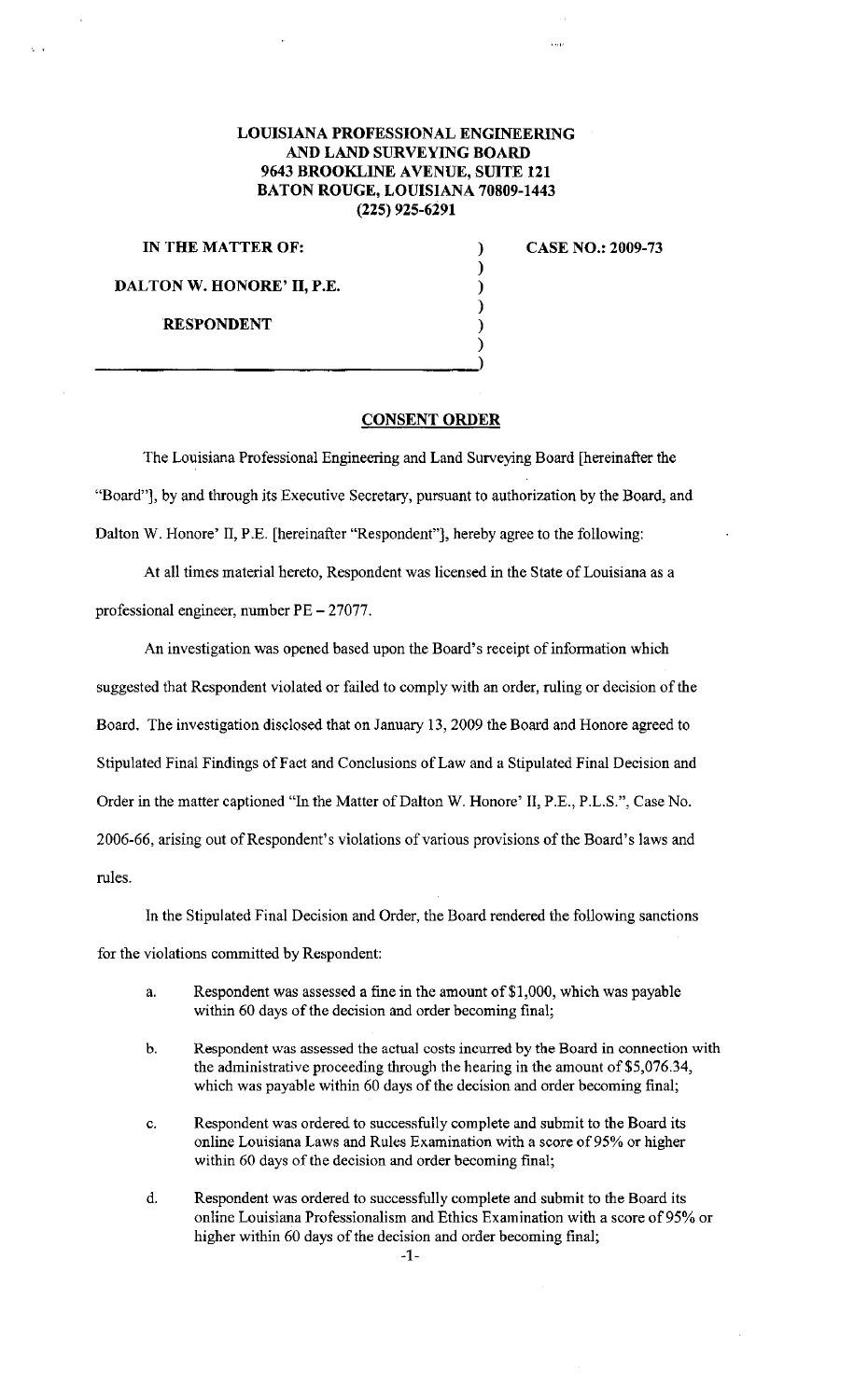**LOUISIANA PROFESSIONAL ENGINEERING AND LAND SURVEYING BOARD**
**9643 BROOKLINE AVENUE, SUITE 121**
**BATON ROUGE, LOUISIANA 70809-1443**
**(225) 925-6291**

**IN THE MATTER OF:**

**DALTON W. HONORE' II, P.E.**

**RESPONDENT**

**CASE NO.: 2009-73**

## CONSENT ORDER

The Louisiana Professional Engineering and Land Surveying Board [hereinafter the "Board"], by and through its Executive Secretary, pursuant to authorization by the Board, and Dalton W. Honore' II, P.E. [hereinafter "Respondent"], hereby agree to the following:

At all times material hereto, Respondent was licensed in the State of Louisiana as a professional engineer, number PE – 27077.

An investigation was opened based upon the Board's receipt of information which suggested that Respondent violated or failed to comply with an order, ruling or decision of the Board. The investigation disclosed that on January 13, 2009 the Board and Honore agreed to Stipulated Final Findings of Fact and Conclusions of Law and a Stipulated Final Decision and Order in the matter captioned "In the Matter of Dalton W. Honore' II, P.E., P.L.S.", Case No. 2006-66, arising out of Respondent's violations of various provisions of the Board's laws and rules.

In the Stipulated Final Decision and Order, the Board rendered the following sanctions for the violations committed by Respondent:

a. Respondent was assessed a fine in the amount of $1,000, which was payable within 60 days of the decision and order becoming final;

b. Respondent was assessed the actual costs incurred by the Board in connection with the administrative proceeding through the hearing in the amount of $5,076.34, which was payable within 60 days of the decision and order becoming final;

c. Respondent was ordered to successfully complete and submit to the Board its online Louisiana Laws and Rules Examination with a score of 95% or higher within 60 days of the decision and order becoming final;

d. Respondent was ordered to successfully complete and submit to the Board its online Louisiana Professionalism and Ethics Examination with a score of 95% or higher within 60 days of the decision and order becoming final;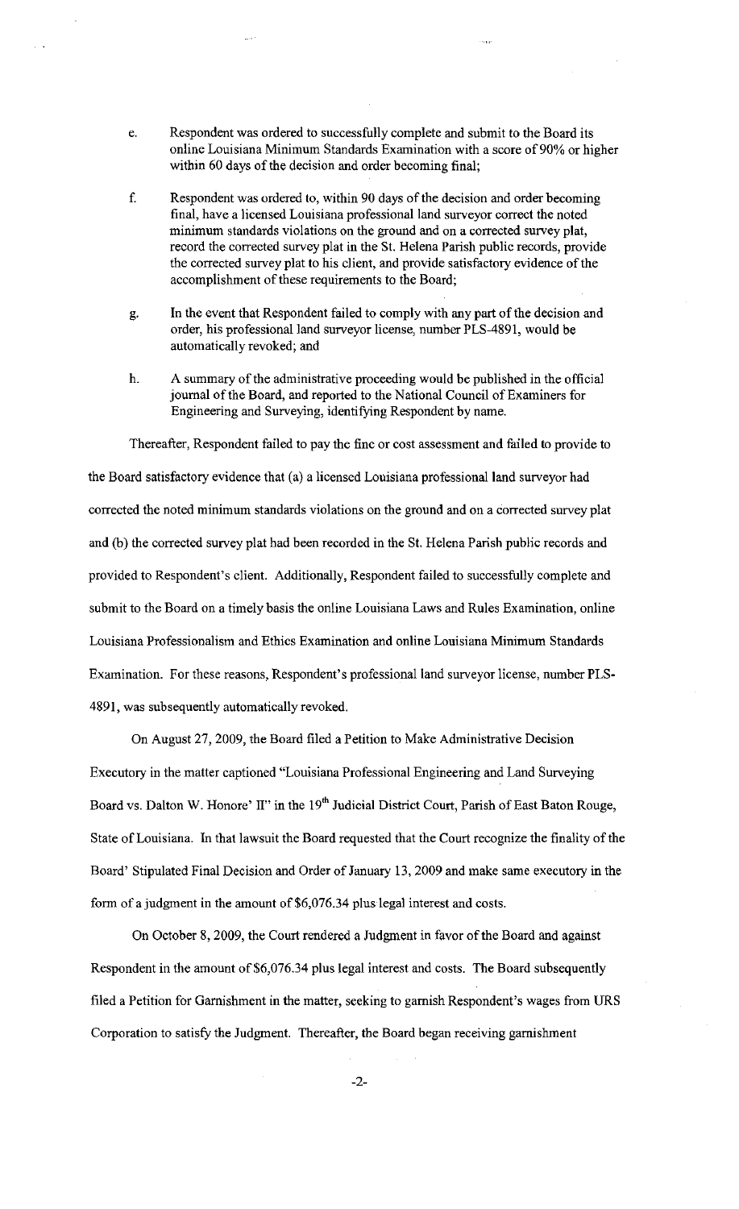e. Respondent was ordered to successfully complete and submit to the Board its online Louisiana Minimum Standards Examination with a score of 90% or higher within 60 days of the decision and order becoming final;

f. Respondent was ordered to, within 90 days of the decision and order becoming final, have a licensed Louisiana professional land surveyor correct the noted minimum standards violations on the ground and on a corrected survey plat, record the corrected survey plat in the St. Helena Parish public records, provide the corrected survey plat to his client, and provide satisfactory evidence of the accomplishment of these requirements to the Board;

g. In the event that Respondent failed to comply with any part of the decision and order, his professional land surveyor license, number PLS-4891, would be automatically revoked; and

h. A summary of the administrative proceeding would be published in the official journal of the Board, and reported to the National Council of Examiners for Engineering and Surveying, identifying Respondent by name.

Thereafter, Respondent failed to pay the fine or cost assessment and failed to provide to the Board satisfactory evidence that (a) a licensed Louisiana professional land surveyor had corrected the noted minimum standards violations on the ground and on a corrected survey plat and (b) the corrected survey plat had been recorded in the St. Helena Parish public records and provided to Respondent's client. Additionally, Respondent failed to successfully complete and submit to the Board on a timely basis the online Louisiana Laws and Rules Examination, online Louisiana Professionalism and Ethics Examination and online Louisiana Minimum Standards Examination. For these reasons, Respondent's professional land surveyor license, number PLS-4891, was subsequently automatically revoked.

On August 27, 2009, the Board filed a Petition to Make Administrative Decision Executory in the matter captioned "Louisiana Professional Engineering and Land Surveying Board vs. Dalton W. Honore' II" in the 19th Judicial District Court, Parish of East Baton Rouge, State of Louisiana. In that lawsuit the Board requested that the Court recognize the finality of the Board' Stipulated Final Decision and Order of January 13, 2009 and make same executory in the form of a judgment in the amount of $6,076.34 plus legal interest and costs.

On October 8, 2009, the Court rendered a Judgment in favor of the Board and against Respondent in the amount of $6,076.34 plus legal interest and costs. The Board subsequently filed a Petition for Garnishment in the matter, seeking to garnish Respondent's wages from URS Corporation to satisfy the Judgment. Thereafter, the Board began receiving garnishment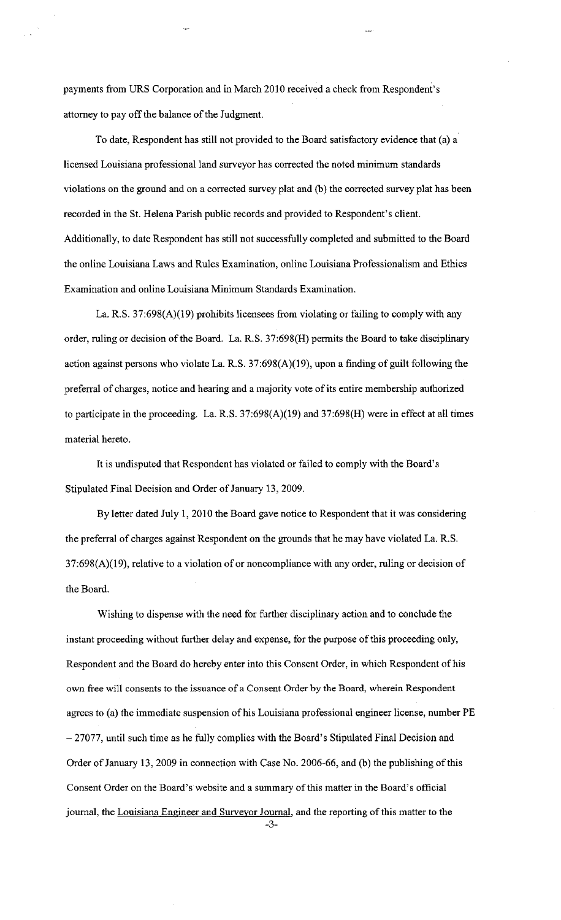payments from URS Corporation and in March 2010 received a check from Respondent's attorney to pay off the balance of the Judgment.

To date, Respondent has still not provided to the Board satisfactory evidence that (a) a licensed Louisiana professional land surveyor has corrected the noted minimum standards violations on the ground and on a corrected survey plat and (b) the corrected survey plat has been recorded in the St. Helena Parish public records and provided to Respondent's client. Additionally, to date Respondent has still not successfully completed and submitted to the Board the online Louisiana Laws and Rules Examination, online Louisiana Professionalism and Ethics Examination and online Louisiana Minimum Standards Examination.

La. R.S. 37:698(A)(19) prohibits licensees from violating or failing to comply with any order, ruling or decision of the Board. La. R.S. 37:698(H) permits the Board to take disciplinary action against persons who violate La. R.S. 37:698(A)(19), upon a finding of guilt following the preferral of charges, notice and hearing and a majority vote of its entire membership authorized to participate in the proceeding. La. R.S. 37:698(A)(19) and 37:698(H) were in effect at all times material hereto.

It is undisputed that Respondent has violated or failed to comply with the Board's Stipulated Final Decision and Order of January 13, 2009.

By letter dated July 1, 2010 the Board gave notice to Respondent that it was considering the preferral of charges against Respondent on the grounds that he may have violated La. R.S. 37:698(A)(19), relative to a violation of or noncompliance with any order, ruling or decision of the Board.

Wishing to dispense with the need for further disciplinary action and to conclude the instant proceeding without further delay and expense, for the purpose of this proceeding only, Respondent and the Board do hereby enter into this Consent Order, in which Respondent of his own free will consents to the issuance of a Consent Order by the Board, wherein Respondent agrees to (a) the immediate suspension of his Louisiana professional engineer license, number PE – 27077, until such time as he fully complies with the Board's Stipulated Final Decision and Order of January 13, 2009 in connection with Case No. 2006-66, and (b) the publishing of this Consent Order on the Board's website and a summary of this matter in the Board's official journal, the Louisiana Engineer and Surveyor Journal, and the reporting of this matter to the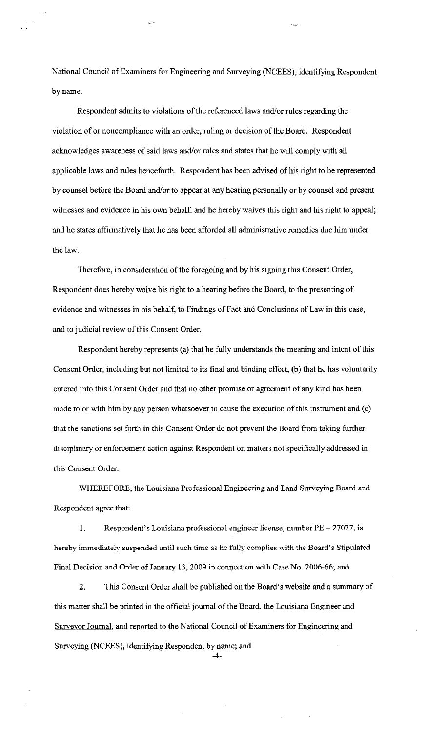National Council of Examiners for Engineering and Surveying (NCEES), identifying Respondent by name.

Respondent admits to violations of the referenced laws and/or rules regarding the violation of or noncompliance with an order, ruling or decision of the Board. Respondent acknowledges awareness of said laws and/or rules and states that he will comply with all applicable laws and rules henceforth. Respondent has been advised of his right to be represented by counsel before the Board and/or to appear at any hearing personally or by counsel and present witnesses and evidence in his own behalf, and he hereby waives this right and his right to appeal; and he states affirmatively that he has been afforded all administrative remedies due him under the law.

Therefore, in consideration of the foregoing and by his signing this Consent Order, Respondent does hereby waive his right to a hearing before the Board, to the presenting of evidence and witnesses in his behalf, to Findings of Fact and Conclusions of Law in this case, and to judicial review of this Consent Order.

Respondent hereby represents (a) that he fully understands the meaning and intent of this Consent Order, including but not limited to its final and binding effect, (b) that he has voluntarily entered into this Consent Order and that no other promise or agreement of any kind has been made to or with him by any person whatsoever to cause the execution of this instrument and (c) that the sanctions set forth in this Consent Order do not prevent the Board from taking further disciplinary or enforcement action against Respondent on matters not specifically addressed in this Consent Order.

WHEREFORE, the Louisiana Professional Engineering and Land Surveying Board and Respondent agree that:

1. Respondent's Louisiana professional engineer license, number PE – 27077, is hereby immediately suspended until such time as he fully complies with the Board's Stipulated Final Decision and Order of January 13, 2009 in connection with Case No. 2006-66; and

2. This Consent Order shall be published on the Board's website and a summary of this matter shall be printed in the official journal of the Board, the Louisiana Engineer and Surveyor Journal, and reported to the National Council of Examiners for Engineering and Surveying (NCEES), identifying Respondent by name; and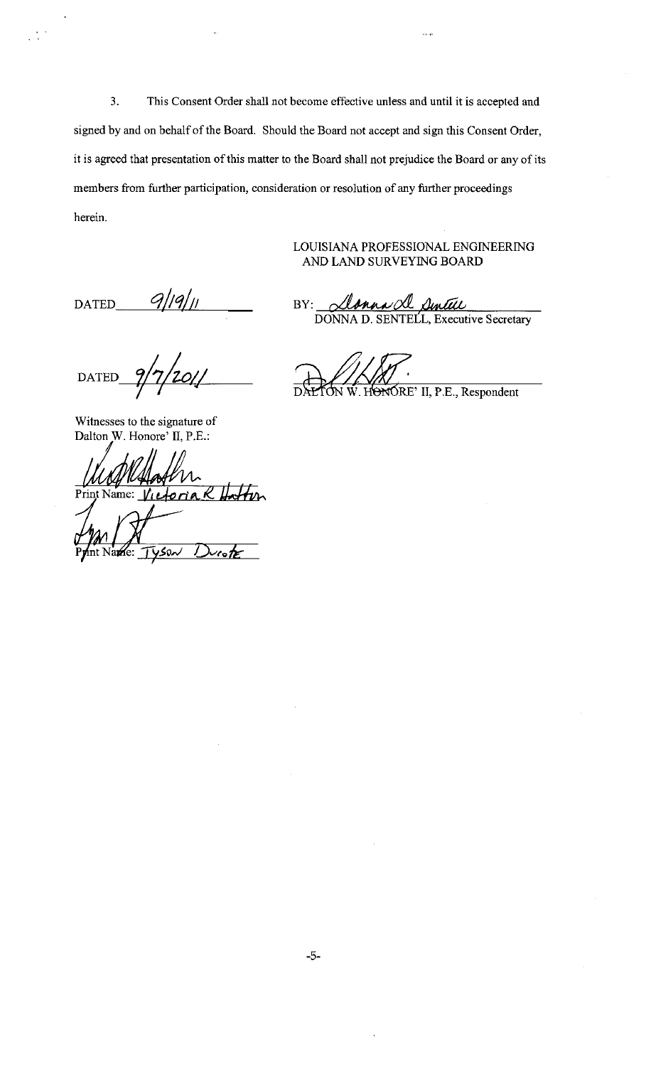3. This Consent Order shall not become effective unless and until it is accepted and signed by and on behalf of the Board. Should the Board not accept and sign this Consent Order, it is agreed that presentation of this matter to the Board shall not prejudice the Board or any of its members from further participation, consideration or resolution of any further proceedings herein.

LOUISIANA PROFESSIONAL ENGINEERING AND LAND SURVEYING BOARD

DATED 9/19/11

BY: Donna D. Sentell
DONNA D. SENTELL, Executive Secretary

DATED 9/7/2011

DALTON W. HONORE' II, P.E., Respondent

Witnesses to the signature of Dalton W. Honore' II, P.E.:

Print Name: Victoria R Hatton

Print Name: Tyson Duroté